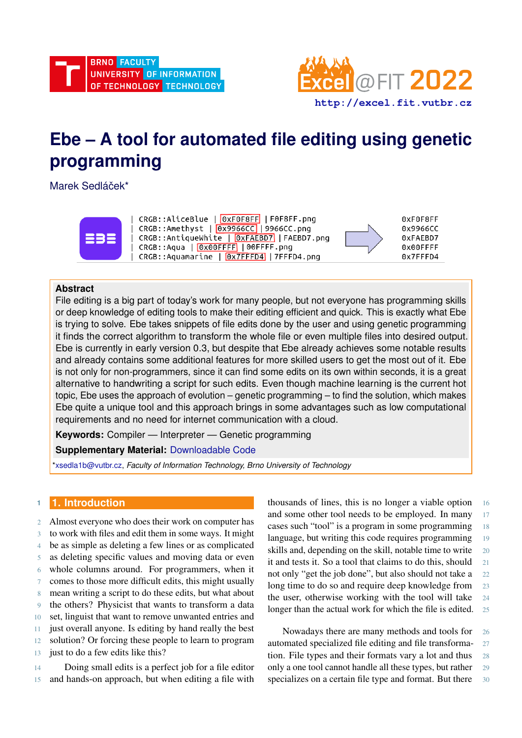# Ebe – A tool for automated file editing using genetic programming

Marek Sedláček*

```
| CRGB::AliceBlue | 0xF0F8FF | F0F8FF.png          0xF0F8FF
| CRGB::Amethyst | 0x9966CC | 9966CC.png           0x9966CC
| CRGB::AntiqueWhite | 0xFAEBD7 | FAEBD7.png       0xFAEBD7
| CRGB::Aqua | 0x00FFFF | 00FFFF.png               0x00FFFF
| CRGB::Aquamarine | 0x7FFFD4 | 7FFFD4.png         0x7FFFD4
```

**Abstract**

File editing is a big part of today's work for many people, but not everyone has programming skills or deep knowledge of editing tools to make their editing efficient and quick. This is exactly what Ebe is trying to solve. Ebe takes snippets of file edits done by the user and using genetic programming it finds the correct algorithm to transform the whole file or even multiple files into desired output. Ebe is currently in early version 0.3, but despite that Ebe already achieves some notable results and already contains some additional features for more skilled users to get the most out of it. Ebe is not only for non-programmers, since it can find some edits on its own within seconds, it is a great alternative to handwriting a script for such edits. Even though machine learning is the current hot topic, Ebe uses the approach of evolution – genetic programming – to find the solution, which makes Ebe quite a unique tool and this approach brings in some advantages such as low computational requirements and no need for internet communication with a cloud.

**Keywords:** Compiler — Interpreter — Genetic programming

**Supplementary Material:** Downloadable Code

*xsedla1b@vutbr.cz, *Faculty of Information Technology, Brno University of Technology*

## 1. Introduction

Almost everyone who does their work on computer has to work with files and edit them in some ways. It might be as simple as deleting a few lines or as complicated as deleting specific values and moving data or even whole columns around. For programmers, when it comes to those more difficult edits, this might usually mean writing a script to do these edits, but what about the others? Physicist that wants to transform a data set, linguist that want to remove unwanted entries and just overall anyone. Is editing by hand really the best solution? Or forcing these people to learn to program just to do a few edits like this?

Doing small edits is a perfect job for a file editor and hands-on approach, but when editing a file with thousands of lines, this is no longer a viable option and some other tool needs to be employed. In many cases such "tool" is a program in some programming language, but writing this code requires programming skills and, depending on the skill, notable time to write it and tests it. So a tool that claims to do this, should not only "get the job done", but also should not take a long time to do so and require deep knowledge from the user, otherwise working with the tool will take longer than the actual work for which the file is edited.

Nowadays there are many methods and tools for automated specialized file editing and file transformation. File types and their formats vary a lot and thus only a one tool cannot handle all these types, but rather specializes on a certain file type and format. But there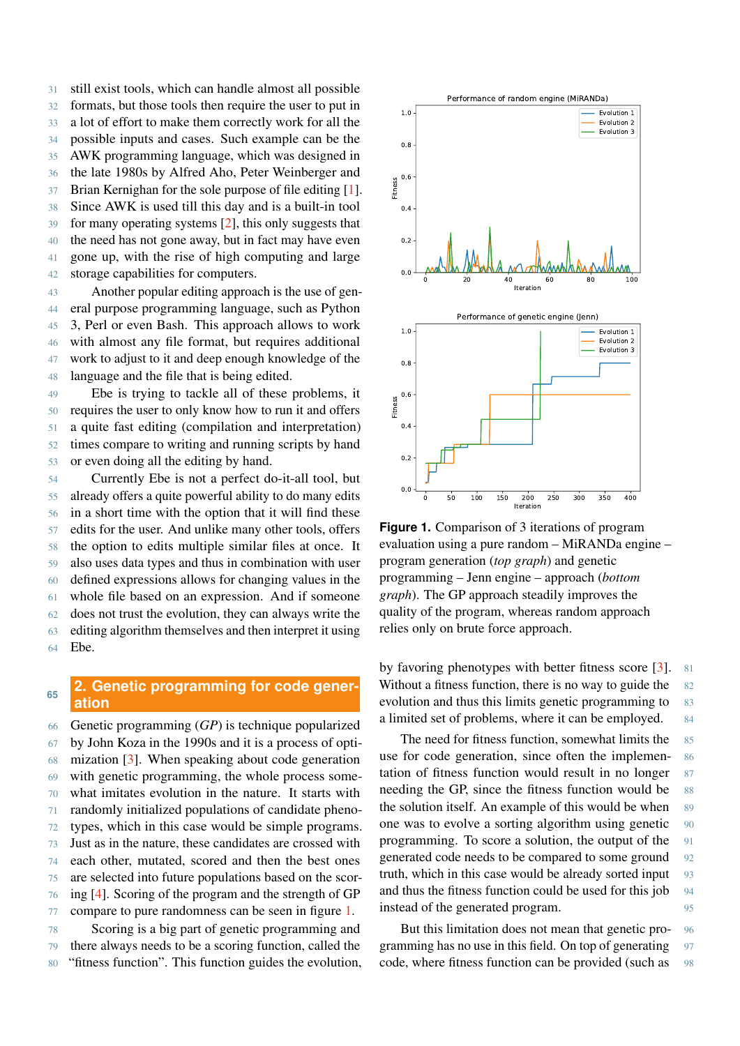still exist tools, which can handle almost all possible formats, but those tools then require the user to put in a lot of effort to make them correctly work for all the possible inputs and cases. Such example can be the AWK programming language, which was designed in the late 1980s by Alfred Aho, Peter Weinberger and Brian Kernighan for the sole purpose of file editing [1]. Since AWK is used till this day and is a built-in tool for many operating systems [2], this only suggests that the need has not gone away, but in fact may have even gone up, with the rise of high computing and large storage capabilities for computers.

Another popular editing approach is the use of general purpose programming language, such as Python 3, Perl or even Bash. This approach allows to work with almost any file format, but requires additional work to adjust to it and deep enough knowledge of the language and the file that is being edited.

Ebe is trying to tackle all of these problems, it requires the user to only know how to run it and offers a quite fast editing (compilation and interpretation) times compare to writing and running scripts by hand or even doing all the editing by hand.

Currently Ebe is not a perfect do-it-all tool, but already offers a quite powerful ability to do many edits in a short time with the option that it will find these edits for the user. And unlike many other tools, offers the option to edits multiple similar files at once. It also uses data types and thus in combination with user defined expressions allows for changing values in the whole file based on an expression. And if someone does not trust the evolution, they can always write the editing algorithm themselves and then interpret it using Ebe.

## 2. Genetic programming for code generation

Genetic programming (*GP*) is technique popularized by John Koza in the 1990s and it is a process of optimization [3]. When speaking about code generation with genetic programming, the whole process somewhat imitates evolution in the nature. It starts with randomly initialized populations of candidate phenotypes, which in this case would be simple programs. Just as in the nature, these candidates are crossed with each other, mutated, scored and then the best ones are selected into future populations based on the scoring [4]. Scoring of the program and the strength of GP compare to pure randomness can be seen in figure 1.

Scoring is a big part of genetic programming and there always needs to be a scoring function, called the "fitness function". This function guides the evolution, by favoring phenotypes with better fitness score [3]. Without a fitness function, there is no way to guide the evolution and thus this limits genetic programming to a limited set of problems, where it can be employed.

**Figure 1.** Comparison of 3 iterations of program evaluation using a pure random – MiRANDa engine – program generation (*top graph*) and genetic programming – Jenn engine – approach (*bottom graph*). The GP approach steadily improves the quality of the program, whereas random approach relies only on brute force approach.

The need for fitness function, somewhat limits the use for code generation, since often the implementation of fitness function would result in no longer needing the GP, since the fitness function would be the solution itself. An example of this would be when one was to evolve a sorting algorithm using genetic programming. To score a solution, the output of the generated code needs to be compared to some ground truth, which in this case would be already sorted input and thus the fitness function could be used for this job instead of the generated program.

But this limitation does not mean that genetic programming has no use in this field. On top of generating code, where fitness function can be provided (such as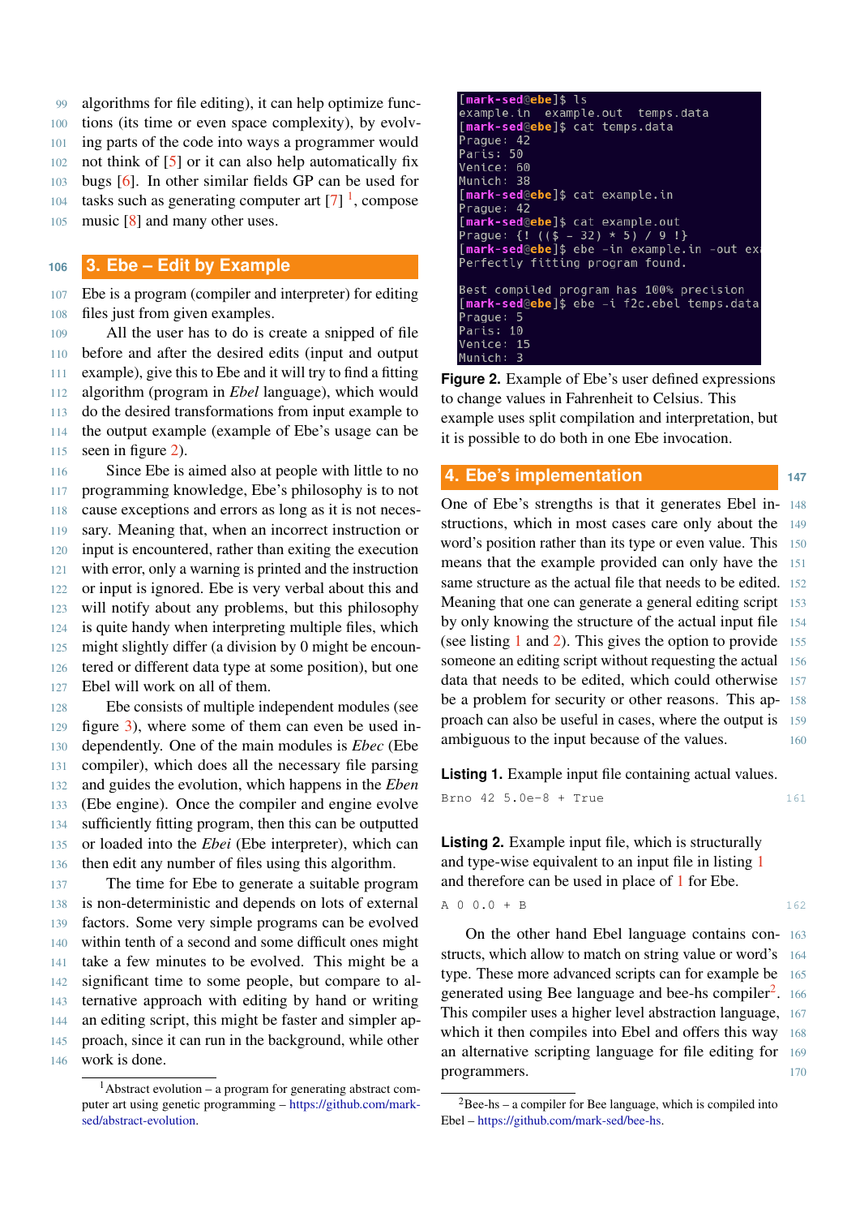algorithms for file editing), it can help optimize functions (its time or even space complexity), by evolving parts of the code into ways a programmer would not think of [5] or it can also help automatically fix bugs [6]. In other similar fields GP can be used for tasks such as generating computer art [7] [1], compose music [8] and many other uses.

## 3. Ebe – Edit by Example

Ebe is a program (compiler and interpreter) for editing files just from given examples.

All the user has to do is create a snipped of file before and after the desired edits (input and output example), give this to Ebe and it will try to find a fitting algorithm (program in *Ebel* language), which would do the desired transformations from input example to the output example (example of Ebe's usage can be seen in figure 2).

Since Ebe is aimed also at people with little to no programming knowledge, Ebe's philosophy is to not cause exceptions and errors as long as it is not necessary. Meaning that, when an incorrect instruction or input is encountered, rather than exiting the execution with error, only a warning is printed and the instruction or input is ignored. Ebe is very verbal about this and will notify about any problems, but this philosophy is quite handy when interpreting multiple files, which might slightly differ (a division by 0 might be encountered or different data type at some position), but one Ebel will work on all of them.

Ebe consists of multiple independent modules (see figure 3), where some of them can even be used independently. One of the main modules is *Ebec* (Ebe compiler), which does all the necessary file parsing and guides the evolution, which happens in the *Eben* (Ebe engine). Once the compiler and engine evolve sufficiently fitting program, then this can be outputted or loaded into the *Ebei* (Ebe interpreter), which can then edit any number of files using this algorithm.

The time for Ebe to generate a suitable program is non-deterministic and depends on lots of external factors. Some very simple programs can be evolved within tenth of a second and some difficult ones might take a few minutes to be evolved. This might be a significant time to some people, but compare to alternative approach with editing by hand or writing an editing script, this might be faster and simpler approach, since it can run in the background, while other work is done.

[1] Abstract evolution – a program for generating abstract computer art using genetic programming – https://github.com/mark-sed/abstract-evolution.

```
[mark-sed@ebe]$ ls
example.in  example.out  temps.data
[mark-sed@ebe]$ cat temps.data
Prague: 42
Paris: 50
Venice: 60
Munich: 38
[mark-sed@ebe]$ cat example.in
Prague: 42
[mark-sed@ebe]$ cat example.out
Prague: {! (($ - 32) * 5) / 9 !}
[mark-sed@ebe]$ ebe -in example.in -out ex
Perfectly fitting program found.

Best compiled program has 100% precision
[mark-sed@ebe]$ ebe -i f2c.ebel temps.data
Prague: 5
Paris: 10
Venice: 15
Munich: 3
```

**Figure 2.** Example of Ebe's user defined expressions to change values in Fahrenheit to Celsius. This example uses split compilation and interpretation, but it is possible to do both in one Ebe invocation.

## 4. Ebe's implementation

One of Ebe's strengths is that it generates Ebel instructions, which in most cases care only about the word's position rather than its type or even value. This means that the example provided can only have the same structure as the actual file that needs to be edited. Meaning that one can generate a general editing script by only knowing the structure of the actual input file (see listing 1 and 2). This gives the option to provide someone an editing script without requesting the actual data that needs to be edited, which could otherwise be a problem for security or other reasons. This approach can also be useful in cases, where the output is ambiguous to the input because of the values.

**Listing 1.** Example input file containing actual values.

```
Brno 42 5.0e-8 + True
```

**Listing 2.** Example input file, which is structurally and type-wise equivalent to an input file in listing 1 and therefore can be used in place of 1 for Ebe.

```
A 0 0.0 + B
```

On the other hand Ebel language contains constructs, which allow to match on string value or word's type. These more advanced scripts can for example be generated using Bee language and bee-hs compiler[2]. This compiler uses a higher level abstraction language, which it then compiles into Ebel and offers this way an alternative scripting language for file editing for programmers.

[2] Bee-hs – a compiler for Bee language, which is compiled into Ebel – https://github.com/mark-sed/bee-hs.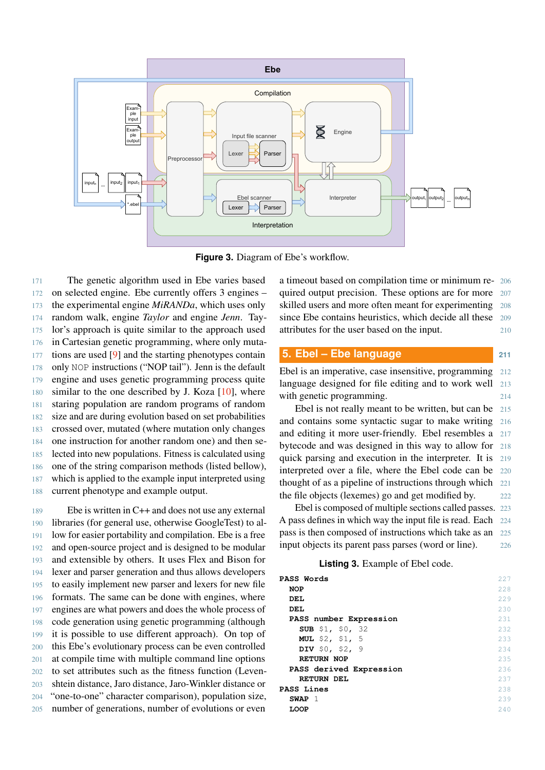**Figure 3.** Diagram of Ebe's workflow.

The genetic algorithm used in Ebe varies based on selected engine. Ebe currently offers 3 engines – the experimental engine *MiRANDa*, which uses only random walk, engine *Taylor* and engine *Jenn*. Taylor's approach is quite similar to the approach used in Cartesian genetic programming, where only mutations are used [9] and the starting phenotypes contain only NOP instructions ("NOP tail"). Jenn is the default engine and uses genetic programming process quite similar to the one described by J. Koza [10], where staring population are random programs of random size and are during evolution based on set probabilities crossed over, mutated (where mutation only changes one instruction for another random one) and then selected into new populations. Fitness is calculated using one of the string comparison methods (listed bellow), which is applied to the example input interpreted using current phenotype and example output.

Ebe is written in C++ and does not use any external libraries (for general use, otherwise GoogleTest) to allow for easier portability and compilation. Ebe is a free and open-source project and is designed to be modular and extensible by others. It uses Flex and Bison for lexer and parser generation and thus allows developers to easily implement new parser and lexers for new file formats. The same can be done with engines, where engines are what powers and does the whole process of code generation using genetic programming (although it is possible to use different approach). On top of this Ebe's evolutionary process can be even controlled at compile time with multiple command line options to set attributes such as the fitness function (Levenshtein distance, Jaro distance, Jaro-Winkler distance or "one-to-one" character comparison), population size, number of generations, number of evolutions or even a timeout based on compilation time or minimum required output precision. These options are for more skilled users and more often meant for experimenting since Ebe contains heuristics, which decide all these attributes for the user based on the input.

## 5. Ebel – Ebe language

Ebel is an imperative, case insensitive, programming language designed for file editing and to work well with genetic programming.

Ebel is not really meant to be written, but can be and contains some syntactic sugar to make writing and editing it more user-friendly. Ebel resembles a bytecode and was designed in this way to allow for quick parsing and execution in the interpreter. It is interpreted over a file, where the Ebel code can be thought of as a pipeline of instructions through which the file objects (lexemes) go and get modified by.

Ebel is composed of multiple sections called passes. A pass defines in which way the input file is read. Each pass is then composed of instructions which take as an input objects its parent pass parses (word or line).

**Listing 3.** Example of Ebel code.

```
PASS Words
  NOP
  DEL
  DEL
  PASS number Expression
    SUB $1, $0, 32
    MUL $2, $1, 5
    DIV $0, $2, 9
    RETURN NOP
  PASS derived Expression
    RETURN DEL
PASS Lines
  SWAP 1
  LOOP
```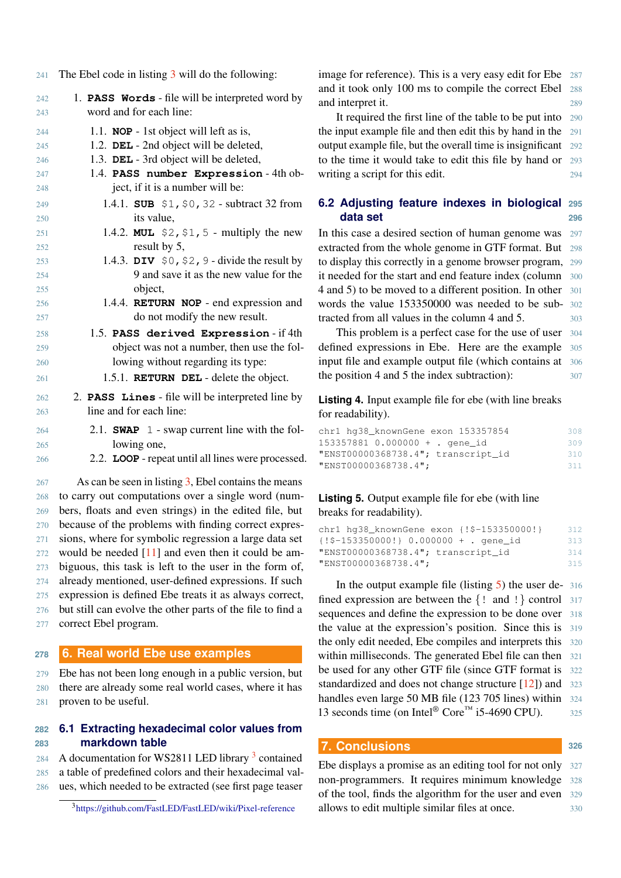The Ebel code in listing 3 will do the following:

1. **PASS Words** - file will be interpreted word by word and for each line:
   - 1.1. **NOP** - 1st object will left as is,
   - 1.2. **DEL** - 2nd object will be deleted,
   - 1.3. **DEL** - 3rd object will be deleted,
   - 1.4. **PASS number Expression** - 4th object, if it is a number will be:
     - 1.4.1. **SUB** `$1,$0,32` - subtract 32 from its value,
     - 1.4.2. **MUL** `$2,$1,5` - multiply the new result by 5,
     - 1.4.3. **DIV** `$0,$2,9` - divide the result by 9 and save it as the new value for the object,
     - 1.4.4. **RETURN NOP** - end expression and do not modify the new result.
   - 1.5. **PASS derived Expression** - if 4th object was not a number, then use the following without regarding its type:
     - 1.5.1. **RETURN DEL** - delete the object.
2. **PASS Lines** - file will be interpreted line by line and for each line:
   - 2.1. **SWAP** `1` - swap current line with the following one,
   - 2.2. **LOOP** - repeat until all lines were processed.

As can be seen in listing 3, Ebel contains the means to carry out computations over a single word (numbers, floats and even strings) in the edited file, but because of the problems with finding correct expressions, where for symbolic regression a large data set would be needed [11] and even then it could be ambiguous, this task is left to the user in the form of, already mentioned, user-defined expressions. If such expression is defined Ebe treats it as always correct, but still can evolve the other parts of the file to find a correct Ebel program.

## 6. Real world Ebe use examples

Ebe has not been long enough in a public version, but there are already some real world cases, where it has proven to be useful.

### 6.1 Extracting hexadecimal color values from markdown table

A documentation for WS2811 LED library [3] contained a table of predefined colors and their hexadecimal values, which needed to be extracted (see first page teaser image for reference). This is a very easy edit for Ebe and it took only 100 ms to compile the correct Ebel and interpret it.

It required the first line of the table to be put into the input example file and then edit this by hand in the output example file, but the overall time is insignificant to the time it would take to edit this file by hand or writing a script for this edit.

[3] https://github.com/FastLED/FastLED/wiki/Pixel-reference

### 6.2 Adjusting feature indexes in biological data set

In this case a desired section of human genome was extracted from the whole genome in GTF format. But to display this correctly in a genome browser program, it needed for the start and end feature index (column 4 and 5) to be moved to a different position. In other words the value 153350000 was needed to be subtracted from all values in the column 4 and 5.

This problem is a perfect case for the use of user defined expressions in Ebe. Here are the example input file and example output file (which contains at the position 4 and 5 the index subtraction):

**Listing 4.** Input example file for ebe (with line breaks for readability).

```
chr1 hg38_knownGene exon 153357854
153357881 0.000000 + . gene_id
"ENST00000368738.4"; transcript_id
"ENST00000368738.4";
```

**Listing 5.** Output example file for ebe (with line breaks for readability).

```
chr1 hg38_knownGene exon {!$-153350000!}
{!$-153350000!} 0.000000 + . gene_id
"ENST00000368738.4"; transcript_id
"ENST00000368738.4";
```

In the output example file (listing 5) the user defined expression are between the {! and !} control sequences and define the expression to be done over the value at the expression's position. Since this is the only edit needed, Ebe compiles and interprets this within milliseconds. The generated Ebel file can then be used for any other GTF file (since GTF format is standardized and does not change structure [12]) and handles even large 50 MB file (123 705 lines) within 13 seconds time (on Intel® Core™ i5-4690 CPU).

## 7. Conclusions

Ebe displays a promise as an editing tool for not only non-programmers. It requires minimum knowledge of the tool, finds the algorithm for the user and even allows to edit multiple similar files at once.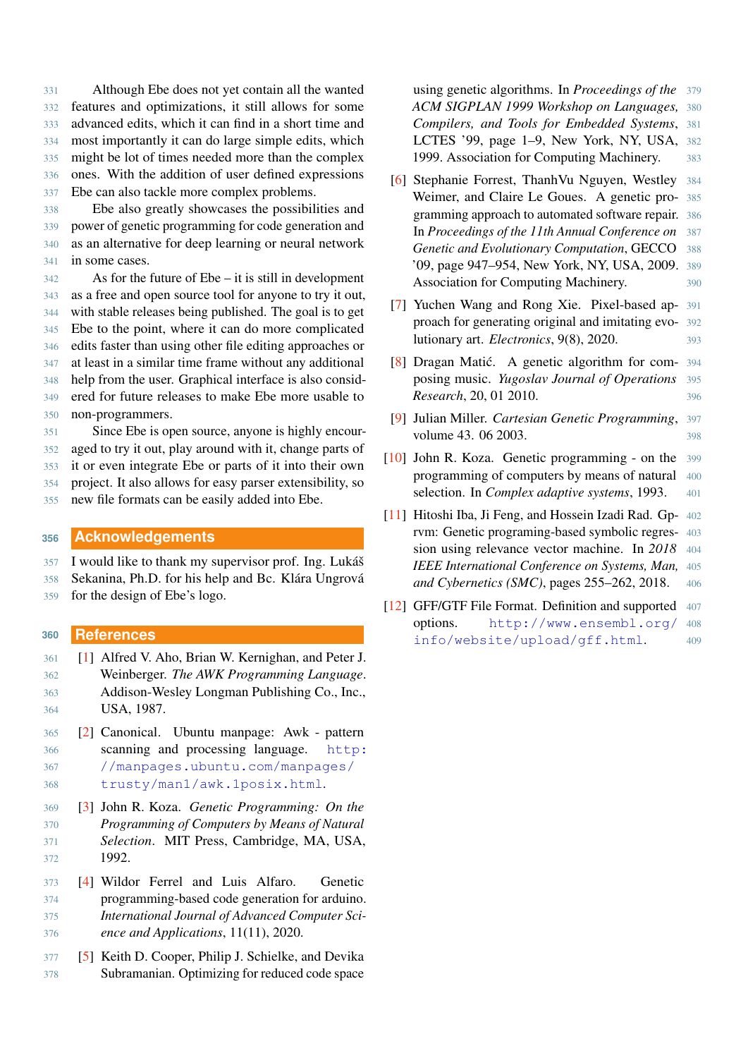Although Ebe does not yet contain all the wanted features and optimizations, it still allows for some advanced edits, which it can find in a short time and most importantly it can do large simple edits, which might be lot of times needed more than the complex ones. With the addition of user defined expressions Ebe can also tackle more complex problems.

Ebe also greatly showcases the possibilities and power of genetic programming for code generation and as an alternative for deep learning or neural network in some cases.

As for the future of Ebe – it is still in development as a free and open source tool for anyone to try it out, with stable releases being published. The goal is to get Ebe to the point, where it can do more complicated edits faster than using other file editing approaches or at least in a similar time frame without any additional help from the user. Graphical interface is also considered for future releases to make Ebe more usable to non-programmers.

Since Ebe is open source, anyone is highly encouraged to try it out, play around with it, change parts of it or even integrate Ebe or parts of it into their own project. It also allows for easy parser extensibility, so new file formats can be easily added into Ebe.

## Acknowledgements

I would like to thank my supervisor prof. Ing. Lukáš Sekanina, Ph.D. for his help and Bc. Klára Ungrová for the design of Ebe's logo.

## References

[1] Alfred V. Aho, Brian W. Kernighan, and Peter J. Weinberger. *The AWK Programming Language*. Addison-Wesley Longman Publishing Co., Inc., USA, 1987.

[2] Canonical. Ubuntu manpage: Awk - pattern scanning and processing language. http://manpages.ubuntu.com/manpages/trusty/man1/awk.1posix.html.

[3] John R. Koza. *Genetic Programming: On the Programming of Computers by Means of Natural Selection*. MIT Press, Cambridge, MA, USA, 1992.

[4] Wildor Ferrel and Luis Alfaro. Genetic programming-based code generation for arduino. *International Journal of Advanced Computer Science and Applications*, 11(11), 2020.

[5] Keith D. Cooper, Philip J. Schielke, and Devika Subramanian. Optimizing for reduced code space using genetic algorithms. In *Proceedings of the ACM SIGPLAN 1999 Workshop on Languages, Compilers, and Tools for Embedded Systems*, LCTES '99, page 1–9, New York, NY, USA, 1999. Association for Computing Machinery.

[6] Stephanie Forrest, ThanhVu Nguyen, Westley Weimer, and Claire Le Goues. A genetic programming approach to automated software repair. In *Proceedings of the 11th Annual Conference on Genetic and Evolutionary Computation*, GECCO '09, page 947–954, New York, NY, USA, 2009. Association for Computing Machinery.

[7] Yuchen Wang and Rong Xie. Pixel-based approach for generating original and imitating evolutionary art. *Electronics*, 9(8), 2020.

[8] Dragan Matić. A genetic algorithm for composing music. *Yugoslav Journal of Operations Research*, 20, 01 2010.

[9] Julian Miller. *Cartesian Genetic Programming*, volume 43. 06 2003.

[10] John R. Koza. Genetic programming - on the programming of computers by means of natural selection. In *Complex adaptive systems*, 1993.

[11] Hitoshi Iba, Ji Feng, and Hossein Izadi Rad. Gp-rvm: Genetic programing-based symbolic regression using relevance vector machine. In *2018 IEEE International Conference on Systems, Man, and Cybernetics (SMC)*, pages 255–262, 2018.

[12] GFF/GTF File Format. Definition and supported options. http://www.ensembl.org/info/website/upload/gff.html.